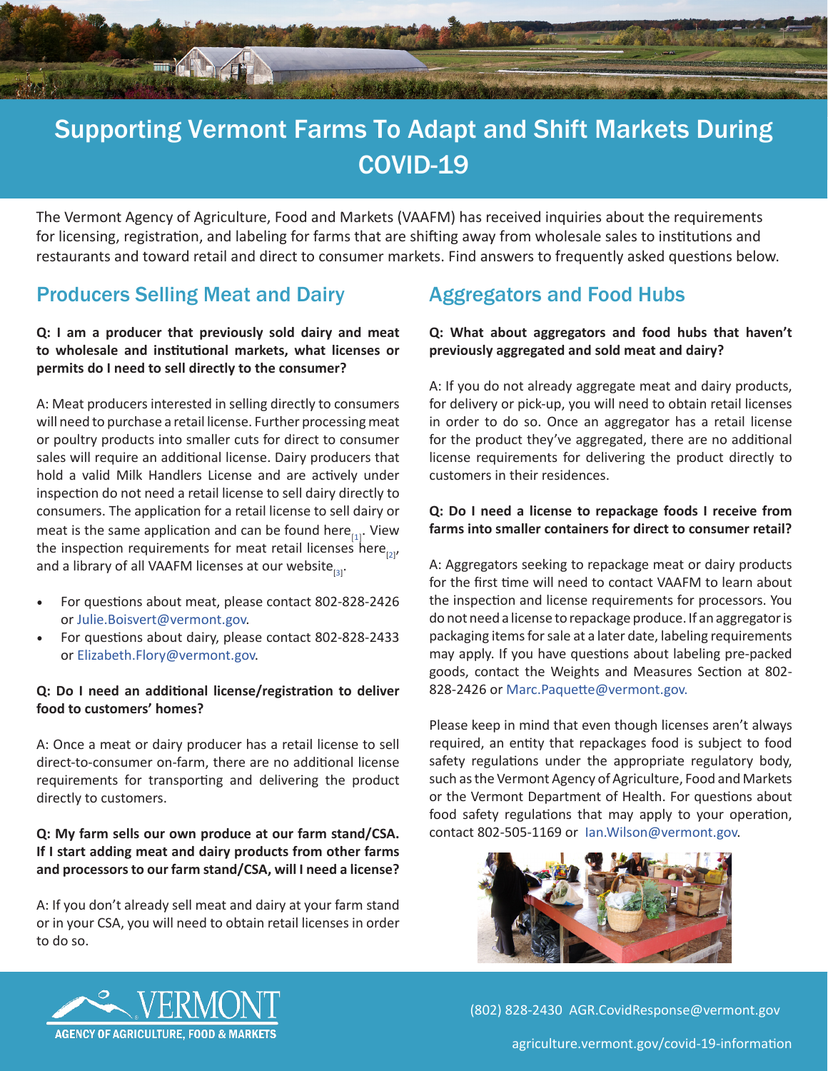# Supporting Vermont Farms To Adapt and Shift Markets During COVID-19

The Vermont Agency of Agriculture, Food and Markets (VAAFM) has received inquiries about the requirements for licensing, registration, and labeling for farms that are shifting away from wholesale sales to institutions and restaurants and toward retail and direct to consumer markets. Find answers to frequently asked questions below.

## Producers Selling Meat and Dairy

**Q: I am a producer that previously sold dairy and meat to wholesale and institutional markets, what licenses or permits do I need to sell directly to the consumer?**

A: Meat producers interested in selling directly to consumers will need to purchase a retail license. Further processing meat or poultry products into smaller cuts for direct to consumer sales will require an additional license. Dairy producers that hold a valid Milk Handlers License and are actively under inspection do not need a retail license to sell dairy directly to consumers. The application for a retail license to sell dairy or meat is the same application and can be found here[1]. View the inspection requirements for meat retail licenses here[2], and a library of all VAAFM licenses at our website[3].

- For questions about meat, please contact 802-828-2426 or Julie.Boisvert@vermont.gov.
- For questions about dairy, please contact 802-828-2433 or Elizabeth.Flory@vermont.gov.

**Q: Do I need an additional license/registration to deliver food to customers' homes?**

A: Once a meat or dairy producer has a retail license to sell direct-to-consumer on-farm, there are no additional license requirements for transporting and delivering the product directly to customers.

**Q: My farm sells our own produce at our farm stand/CSA. If I start adding meat and dairy products from other farms and processors to our farm stand/CSA, will I need a license?**

A: If you don't already sell meat and dairy at your farm stand or in your CSA, you will need to obtain retail licenses in order to do so.

## Aggregators and Food Hubs

**Q: What about aggregators and food hubs that haven't previously aggregated and sold meat and dairy?**

A: If you do not already aggregate meat and dairy products, for delivery or pick-up, you will need to obtain retail licenses in order to do so. Once an aggregator has a retail license for the product they've aggregated, there are no additional license requirements for delivering the product directly to customers in their residences.

**Q: Do I need a license to repackage foods I receive from farms into smaller containers for direct to consumer retail?**

A: Aggregators seeking to repackage meat or dairy products for the first time will need to contact VAAFM to learn about the inspection and license requirements for processors. You do not need a license to repackage produce. If an aggregator is packaging items for sale at a later date, labeling requirements may apply. If you have questions about labeling pre-packed goods, contact the Weights and Measures Section at 802-828-2426 or Marc.Paquette@vermont.gov.

Please keep in mind that even though licenses aren't always required, an entity that repackages food is subject to food safety regulations under the appropriate regulatory body, such as the Vermont Agency of Agriculture, Food and Markets or the Vermont Department of Health. For questions about food safety regulations that may apply to your operation, contact 802-505-1169 or Ian.Wilson@vermont.gov.

VERMONT AGENCY OF AGRICULTURE, FOOD & MARKETS

(802) 828-2430 AGR.CovidResponse@vermont.gov

agriculture.vermont.gov/covid-19-information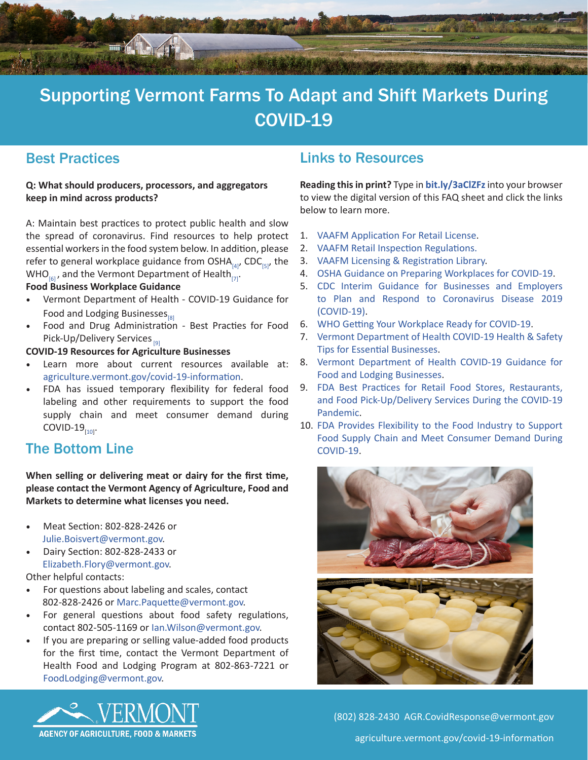# Supporting Vermont Farms To Adapt and Shift Markets During COVID-19

## Best Practices

**Q: What should producers, processors, and aggregators keep in mind across products?**

A: Maintain best practices to protect public health and slow the spread of coronavirus. Find resources to help protect essential workers in the food system below. In addition, please refer to general workplace guidance from OSHA[4], CDC[5], the WHO[6], and the Vermont Department of Health[7].

**Food Business Workplace Guidance**

- Vermont Department of Health - COVID-19 Guidance for Food and Lodging Businesses[8]
- Food and Drug Administration - Best Practies for Food Pick-Up/Delivery Services [9]

**COVID-19 Resources for Agriculture Businesses**

- Learn more about current resources available at: agriculture.vermont.gov/covid-19-information.
- FDA has issued temporary flexibility for federal food labeling and other requirements to support the food supply chain and meet consumer demand during COVID-19[10].

## The Bottom Line

**When selling or delivering meat or dairy for the first time, please contact the Vermont Agency of Agriculture, Food and Markets to determine what licenses you need.**

- Meat Section: 802-828-2426 or Julie.Boisvert@vermont.gov.
- Dairy Section: 802-828-2433 or Elizabeth.Flory@vermont.gov.

Other helpful contacts:

- For questions about labeling and scales, contact 802-828-2426 or Marc.Paquette@vermont.gov.
- For general questions about food safety regulations, contact 802-505-1169 or Ian.Wilson@vermont.gov.
- If you are preparing or selling value-added food products for the first time, contact the Vermont Department of Health Food and Lodging Program at 802-863-7221 or FoodLodging@vermont.gov.

## Links to Resources

**Reading this in print?** Type in **bit.ly/3aClZFz** into your browser to view the digital version of this FAQ sheet and click the links below to learn more.

1. VAAFM Application For Retail License.
2. VAAFM Retail Inspection Regulations.
3. VAAFM Licensing & Registration Library.
4. OSHA Guidance on Preparing Workplaces for COVID-19.
5. CDC Interim Guidance for Businesses and Employers to Plan and Respond to Coronavirus Disease 2019 (COVID-19).
6. WHO Getting Your Workplace Ready for COVID-19.
7. Vermont Department of Health COVID-19 Health & Safety Tips for Essential Businesses.
8. Vermont Department of Health COVID-19 Guidance for Food and Lodging Businesses.
9. FDA Best Practices for Retail Food Stores, Restaurants, and Food Pick-Up/Delivery Services During the COVID-19 Pandemic.
10. FDA Provides Flexibility to the Food Industry to Support Food Supply Chain and Meet Consumer Demand During COVID-19.

VERMONT AGENCY OF AGRICULTURE, FOOD & MARKETS

(802) 828-2430 AGR.CovidResponse@vermont.gov

agriculture.vermont.gov/covid-19-information